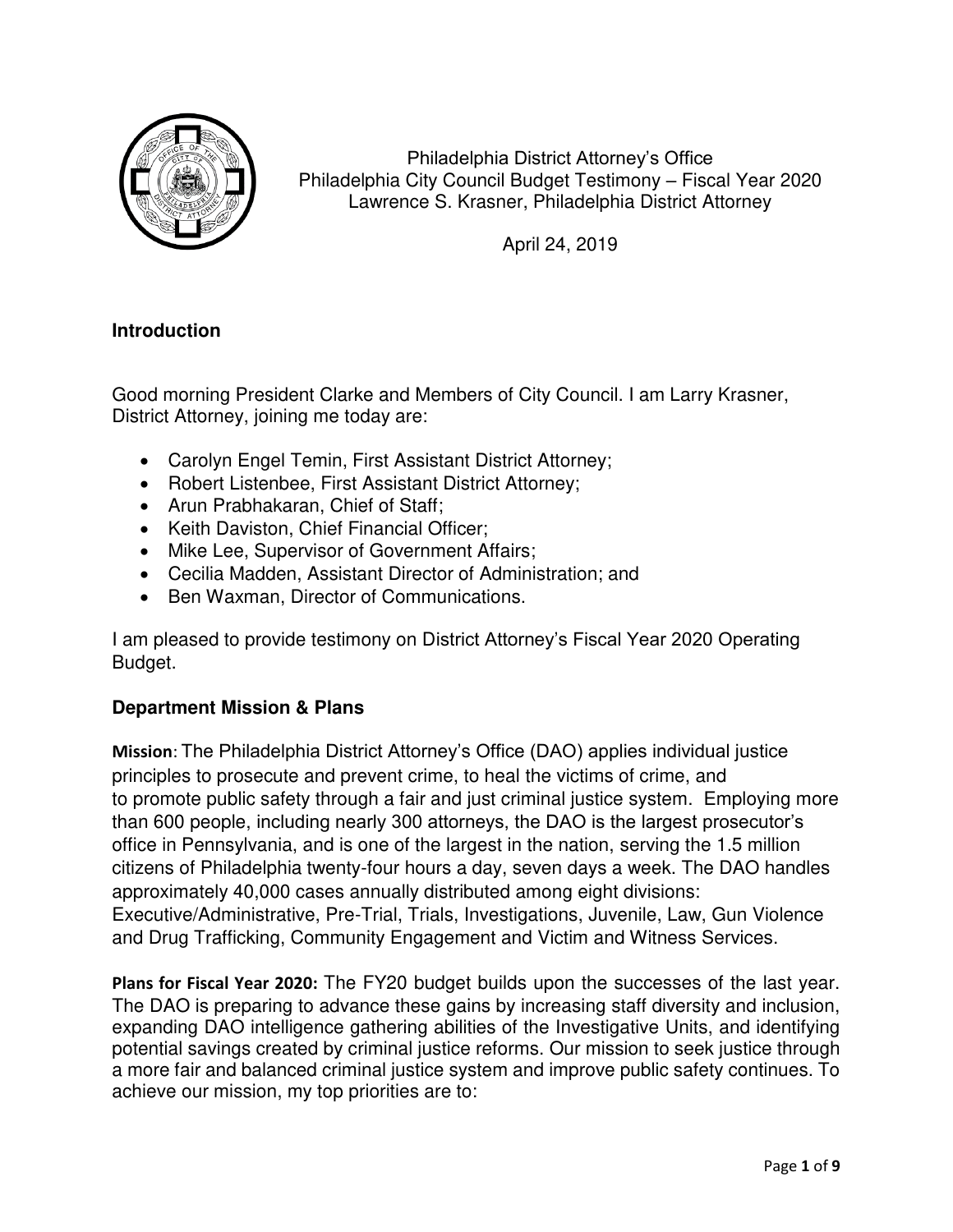Philadelphia District Attorney's Office
Philadelphia City Council Budget Testimony – Fiscal Year 2020
Lawrence S. Krasner, Philadelphia District Attorney

April 24, 2019

## Introduction

Good morning President Clarke and Members of City Council. I am Larry Krasner, District Attorney, joining me today are:

- Carolyn Engel Temin, First Assistant District Attorney;
- Robert Listenbee, First Assistant District Attorney;
- Arun Prabhakaran, Chief of Staff;
- Keith Daviston, Chief Financial Officer;
- Mike Lee, Supervisor of Government Affairs;
- Cecilia Madden, Assistant Director of Administration; and
- Ben Waxman, Director of Communications.

I am pleased to provide testimony on District Attorney's Fiscal Year 2020 Operating Budget.

## Department Mission & Plans

**Mission**: The Philadelphia District Attorney's Office (DAO) applies individual justice principles to prosecute and prevent crime, to heal the victims of crime, and to promote public safety through a fair and just criminal justice system. Employing more than 600 people, including nearly 300 attorneys, the DAO is the largest prosecutor's office in Pennsylvania, and is one of the largest in the nation, serving the 1.5 million citizens of Philadelphia twenty-four hours a day, seven days a week. The DAO handles approximately 40,000 cases annually distributed among eight divisions: Executive/Administrative, Pre-Trial, Trials, Investigations, Juvenile, Law, Gun Violence and Drug Trafficking, Community Engagement and Victim and Witness Services.

**Plans for Fiscal Year 2020:** The FY20 budget builds upon the successes of the last year. The DAO is preparing to advance these gains by increasing staff diversity and inclusion, expanding DAO intelligence gathering abilities of the Investigative Units, and identifying potential savings created by criminal justice reforms. Our mission to seek justice through a more fair and balanced criminal justice system and improve public safety continues. To achieve our mission, my top priorities are to: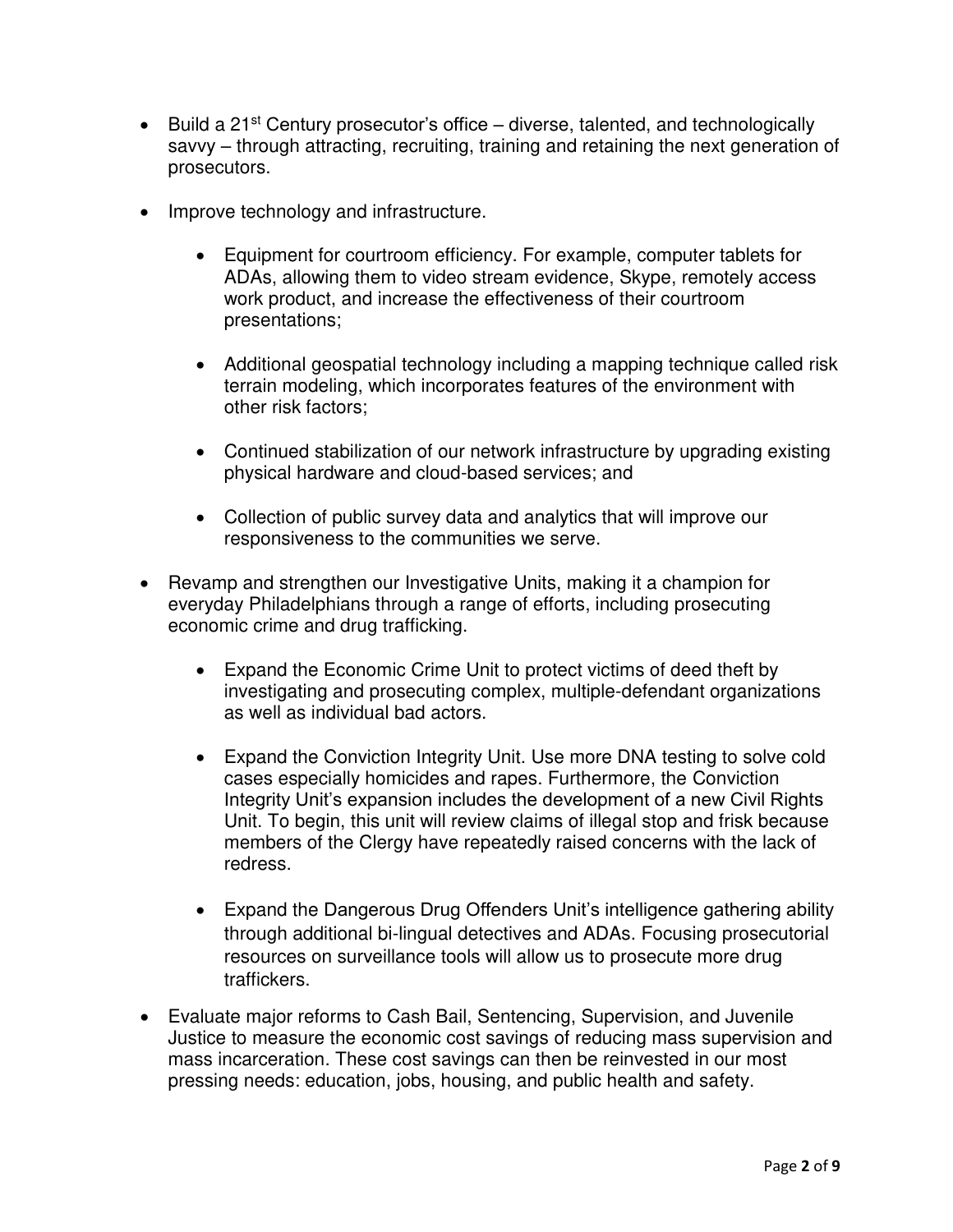- Build a 21st Century prosecutor's office – diverse, talented, and technologically savvy – through attracting, recruiting, training and retaining the next generation of prosecutors.

- Improve technology and infrastructure.

    - Equipment for courtroom efficiency. For example, computer tablets for ADAs, allowing them to video stream evidence, Skype, remotely access work product, and increase the effectiveness of their courtroom presentations;

    - Additional geospatial technology including a mapping technique called risk terrain modeling, which incorporates features of the environment with other risk factors;

    - Continued stabilization of our network infrastructure by upgrading existing physical hardware and cloud-based services; and

    - Collection of public survey data and analytics that will improve our responsiveness to the communities we serve.

- Revamp and strengthen our Investigative Units, making it a champion for everyday Philadelphians through a range of efforts, including prosecuting economic crime and drug trafficking.

    - Expand the Economic Crime Unit to protect victims of deed theft by investigating and prosecuting complex, multiple-defendant organizations as well as individual bad actors.

    - Expand the Conviction Integrity Unit. Use more DNA testing to solve cold cases especially homicides and rapes. Furthermore, the Conviction Integrity Unit's expansion includes the development of a new Civil Rights Unit. To begin, this unit will review claims of illegal stop and frisk because members of the Clergy have repeatedly raised concerns with the lack of redress.

    - Expand the Dangerous Drug Offenders Unit's intelligence gathering ability through additional bi-lingual detectives and ADAs. Focusing prosecutorial resources on surveillance tools will allow us to prosecute more drug traffickers.

- Evaluate major reforms to Cash Bail, Sentencing, Supervision, and Juvenile Justice to measure the economic cost savings of reducing mass supervision and mass incarceration. These cost savings can then be reinvested in our most pressing needs: education, jobs, housing, and public health and safety.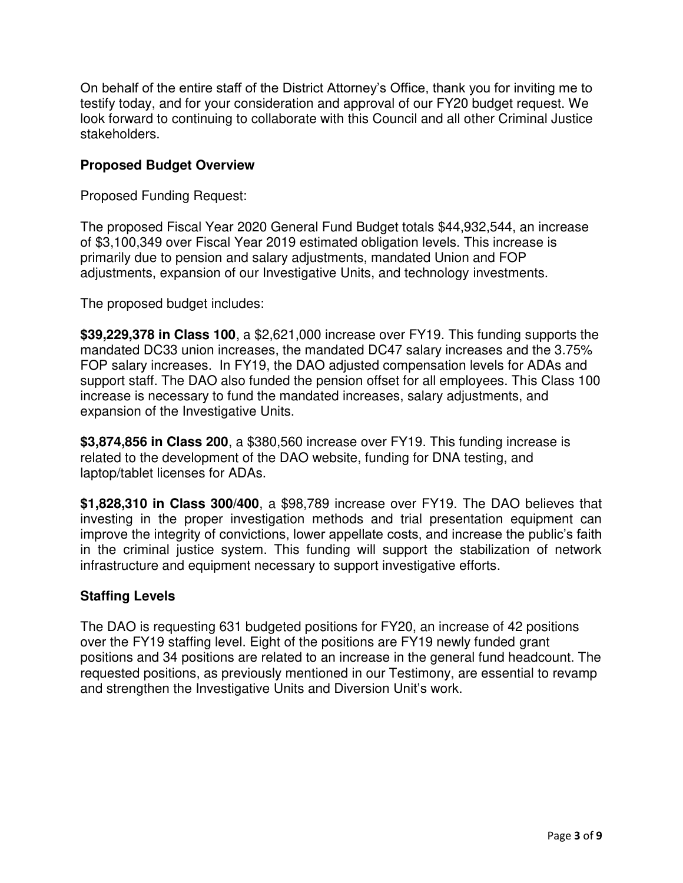On behalf of the entire staff of the District Attorney's Office, thank you for inviting me to testify today, and for your consideration and approval of our FY20 budget request. We look forward to continuing to collaborate with this Council and all other Criminal Justice stakeholders.

### Proposed Budget Overview

Proposed Funding Request:

The proposed Fiscal Year 2020 General Fund Budget totals $44,932,544, an increase of $3,100,349 over Fiscal Year 2019 estimated obligation levels. This increase is primarily due to pension and salary adjustments, mandated Union and FOP adjustments, expansion of our Investigative Units, and technology investments.

The proposed budget includes:

**$39,229,378 in Class 100**, a $2,621,000 increase over FY19. This funding supports the mandated DC33 union increases, the mandated DC47 salary increases and the 3.75% FOP salary increases. In FY19, the DAO adjusted compensation levels for ADAs and support staff. The DAO also funded the pension offset for all employees. This Class 100 increase is necessary to fund the mandated increases, salary adjustments, and expansion of the Investigative Units.

**$3,874,856 in Class 200**, a $380,560 increase over FY19. This funding increase is related to the development of the DAO website, funding for DNA testing, and laptop/tablet licenses for ADAs.

**$1,828,310 in Class 300/400**, a $98,789 increase over FY19. The DAO believes that investing in the proper investigation methods and trial presentation equipment can improve the integrity of convictions, lower appellate costs, and increase the public's faith in the criminal justice system. This funding will support the stabilization of network infrastructure and equipment necessary to support investigative efforts.

### Staffing Levels

The DAO is requesting 631 budgeted positions for FY20, an increase of 42 positions over the FY19 staffing level. Eight of the positions are FY19 newly funded grant positions and 34 positions are related to an increase in the general fund headcount. The requested positions, as previously mentioned in our Testimony, are essential to revamp and strengthen the Investigative Units and Diversion Unit's work.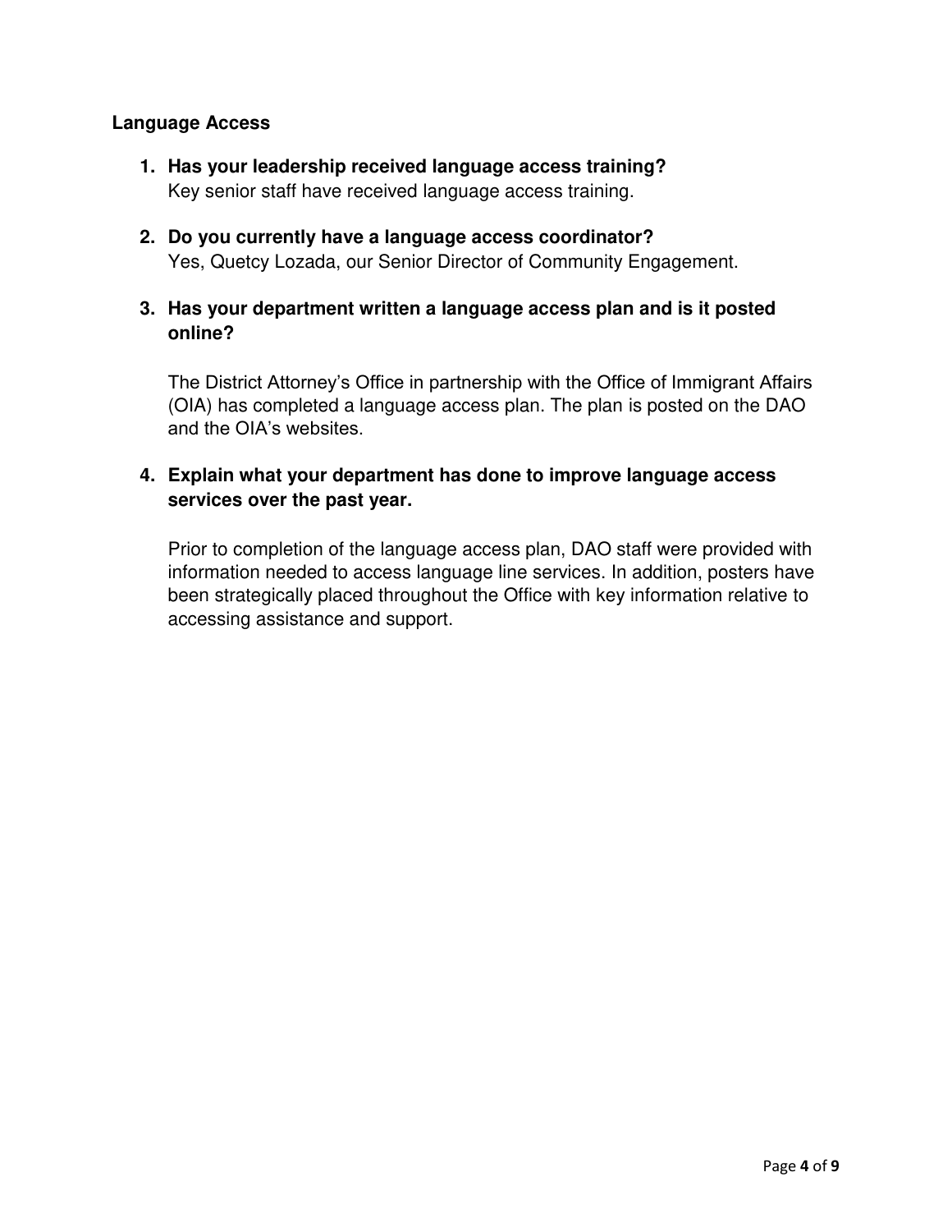**Language Access**

1. **Has your leadership received language access training?**
   Key senior staff have received language access training.

2. **Do you currently have a language access coordinator?**
   Yes, Quetcy Lozada, our Senior Director of Community Engagement.

3. **Has your department written a language access plan and is it posted online?**

   The District Attorney's Office in partnership with the Office of Immigrant Affairs (OIA) has completed a language access plan. The plan is posted on the DAO and the OIA's websites.

4. **Explain what your department has done to improve language access services over the past year.**

   Prior to completion of the language access plan, DAO staff were provided with information needed to access language line services. In addition, posters have been strategically placed throughout the Office with key information relative to accessing assistance and support.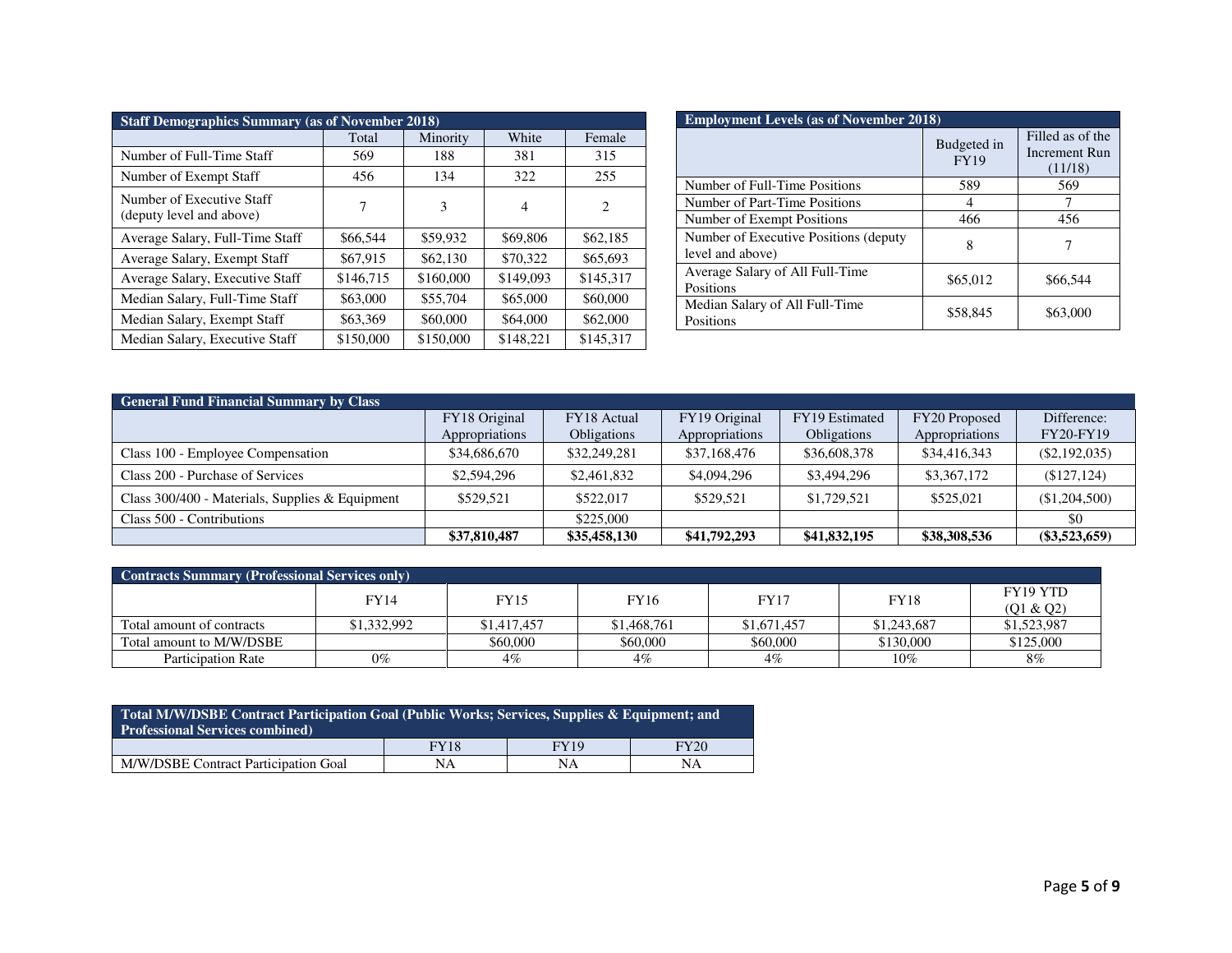| Staff Demographics Summary (as of November 2018) | | | | |
|---|---|---|---|---|
| | Total | Minority | White | Female |
| Number of Full-Time Staff | 569 | 188 | 381 | 315 |
| Number of Exempt Staff | 456 | 134 | 322 | 255 |
| Number of Executive Staff (deputy level and above) | 7 | 3 | 4 | 2 |
| Average Salary, Full-Time Staff | $66,544 | $59,932 | $69,806 | $62,185 |
| Average Salary, Exempt Staff | $67,915 | $62,130 | $70,322 | $65,693 |
| Average Salary, Executive Staff | $146,715 | $160,000 | $149,093 | $145,317 |
| Median Salary, Full-Time Staff | $63,000 | $55,704 | $65,000 | $60,000 |
| Median Salary, Exempt Staff | $63,369 | $60,000 | $64,000 | $62,000 |
| Median Salary, Executive Staff | $150,000 | $150,000 | $148,221 | $145,317 |

| Employment Levels (as of November 2018) | | |
|---|---|---|
| | Budgeted in FY19 | Filled as of the Increment Run (11/18) |
| Number of Full-Time Positions | 589 | 569 |
| Number of Part-Time Positions | 4 | 7 |
| Number of Exempt Positions | 466 | 456 |
| Number of Executive Positions (deputy level and above) | 8 | 7 |
| Average Salary of All Full-Time Positions | $65,012 | $66,544 |
| Median Salary of All Full-Time Positions | $58,845 | $63,000 |

| General Fund Financial Summary by Class | | | | | | |
|---|---|---|---|---|---|---|
| | FY18 Original Appropriations | FY18 Actual Obligations | FY19 Original Appropriations | FY19 Estimated Obligations | FY20 Proposed Appropriations | Difference: FY20-FY19 |
| Class 100 - Employee Compensation | $34,686,670 | $32,249,281 | $37,168,476 | $36,608,378 | $34,416,343 | ($2,192,035) |
| Class 200 - Purchase of Services | $2,594,296 | $2,461,832 | $4,094,296 | $3,494,296 | $3,367,172 | ($127,124) |
| Class 300/400 - Materials, Supplies & Equipment | $529,521 | $522,017 | $529,521 | $1,729,521 | $525,021 | ($1,204,500) |
| Class 500 - Contributions | | $225,000 | | | | $0 |
| | **$37,810,487** | **$35,458,130** | **$41,792,293** | **$41,832,195** | **$38,308,536** | **($3,523,659)** |

| Contracts Summary (Professional Services only) | | | | | | |
|---|---|---|---|---|---|---|
| | FY14 | FY15 | FY16 | FY17 | FY18 | FY19 YTD (Q1 & Q2) |
| Total amount of contracts | $1,332,992 | $1,417,457 | $1,468,761 | $1,671,457 | $1,243,687 | $1,523,987 |
| Total amount to M/W/DSBE | | $60,000 | $60,000 | $60,000 | $130,000 | $125,000 |
| Participation Rate | 0% | 4% | 4% | 4% | 10% | 8% |

| Total M/W/DSBE Contract Participation Goal (Public Works; Services, Supplies & Equipment; and Professional Services combined) | | | |
|---|---|---|---|
| | FY18 | FY19 | FY20 |
| M/W/DSBE Contract Participation Goal | NA | NA | NA |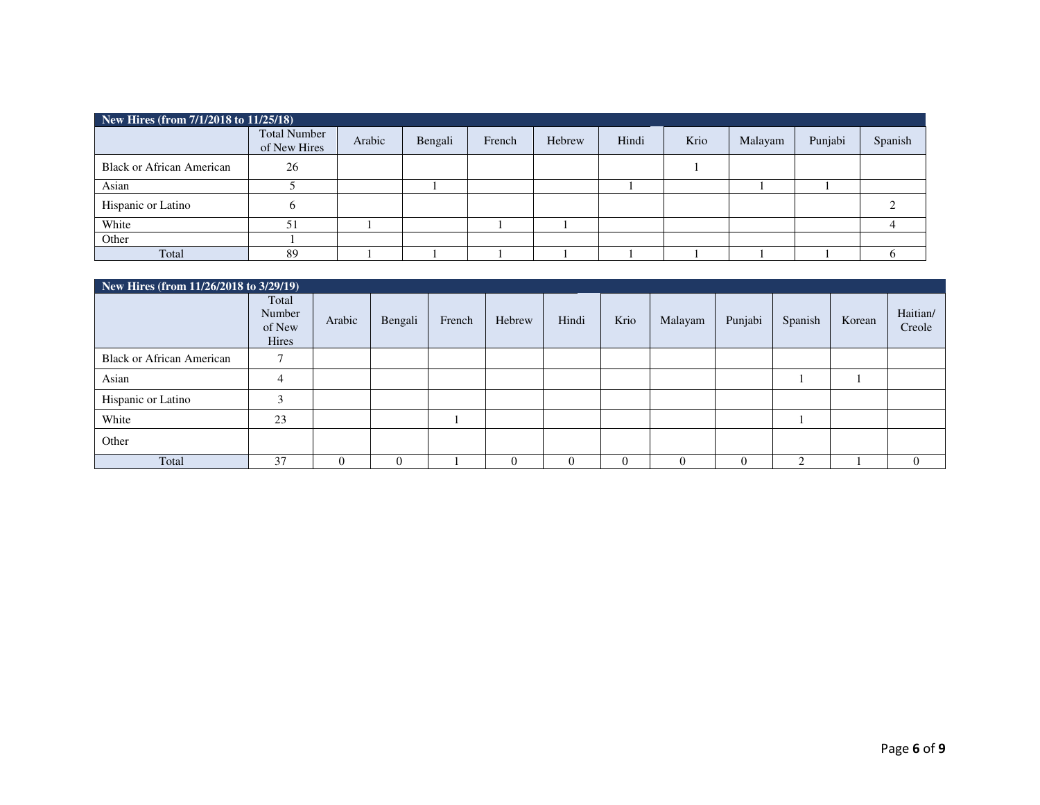| New Hires (from 7/1/2018 to 11/25/18) | | | | | | | | | | |
|---|---|---|---|---|---|---|---|---|---|---|
| | Total Number of New Hires | Arabic | Bengali | French | Hebrew | Hindi | Krio | Malayam | Punjabi | Spanish |
| Black or African American | 26 | | | | | | 1 | | | |
| Asian | 5 | | 1 | | | 1 | | 1 | 1 | |
| Hispanic or Latino | 6 | | | | | | | | | 2 |
| White | 51 | 1 | | 1 | 1 | | | | | 4 |
| Other | 1 | | | | | | | | | |
| Total | 89 | 1 | 1 | 1 | 1 | 1 | 1 | 1 | 1 | 6 |

| New Hires (from 11/26/2018 to 3/29/19) | | | | | | | | | | | | |
|---|---|---|---|---|---|---|---|---|---|---|---|---|
| | Total Number of New Hires | Arabic | Bengali | French | Hebrew | Hindi | Krio | Malayam | Punjabi | Spanish | Korean | Haitian/ Creole |
| Black or African American | 7 | | | | | | | | | | | |
| Asian | 4 | | | | | | | | | 1 | 1 | |
| Hispanic or Latino | 3 | | | | | | | | | | | |
| White | 23 | | | 1 | | | | | | 1 | | |
| Other | | | | | | | | | | | | |
| Total | 37 | 0 | 0 | 1 | 0 | 0 | 0 | 0 | 0 | 2 | 1 | 0 |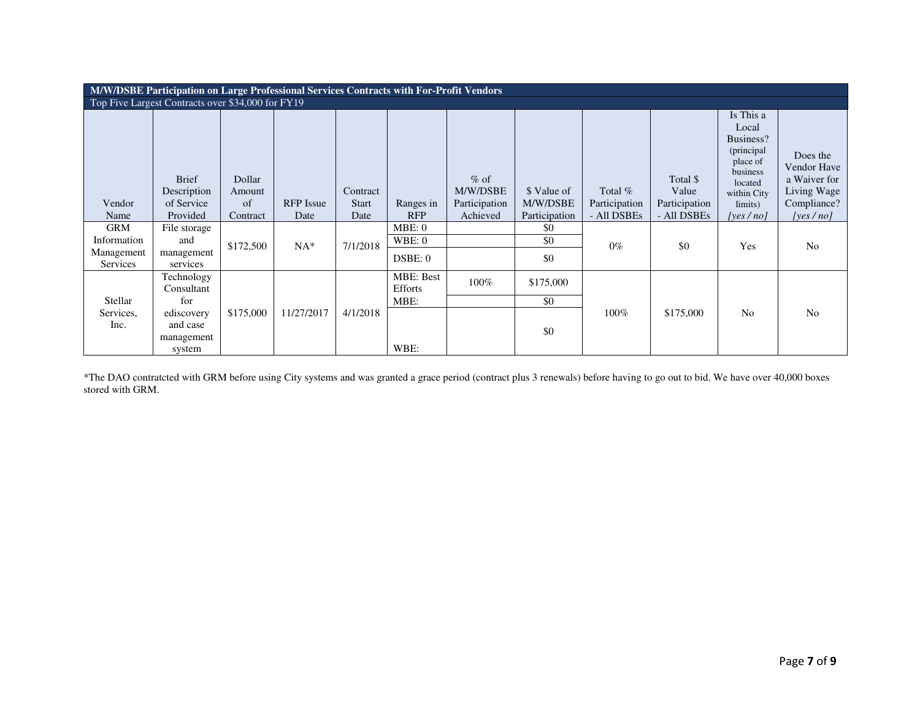| M/W/DSBE Participation on Large Professional Services Contracts with For-Profit Vendors | | | | | | | | | | | |
|---|---|---|---|---|---|---|---|---|---|---|---|
| Top Five Largest Contracts over $34,000 for FY19 | | | | | | | | | | | |
| Vendor Name | Brief Description of Service Provided | Dollar Amount of Contract | RFP Issue Date | Contract Start Date | Ranges in RFP | % of M/W/DSBE Participation Achieved | $ Value of M/W/DSBE Participation | Total % Participation - All DSBEs | Total $ Value Participation - All DSBEs | Is This a Local Business? (principal place of business located within City limits) *[yes / no]* | Does the Vendor Have a Waiver for Living Wage Compliance? *[yes / no]* |
| GRM Information Management Services | File storage and management services | $172,500 | NA* | 7/1/2018 | MBE: 0 | | $0 | 0% | $0 | Yes | No |
| | | | | | WBE: 0 | | $0 | | | | |
| | | | | | DSBE: 0 | | $0 | | | | |
| Stellar Services, Inc. | Technology Consultant for ediscovery and case management system | $175,000 | 11/27/2017 | 4/1/2018 | MBE: Best Efforts | 100% | $175,000 | 100% | $175,000 | No | No |
| | | | | | MBE: | | $0 | | | | |
| | | | | | WBE: | | $0 | | | | |

*The DAO contratcted with GRM before using City systems and was granted a grace period (contract plus 3 renewals) before having to go out to bid. We have over 40,000 boxes stored with GRM.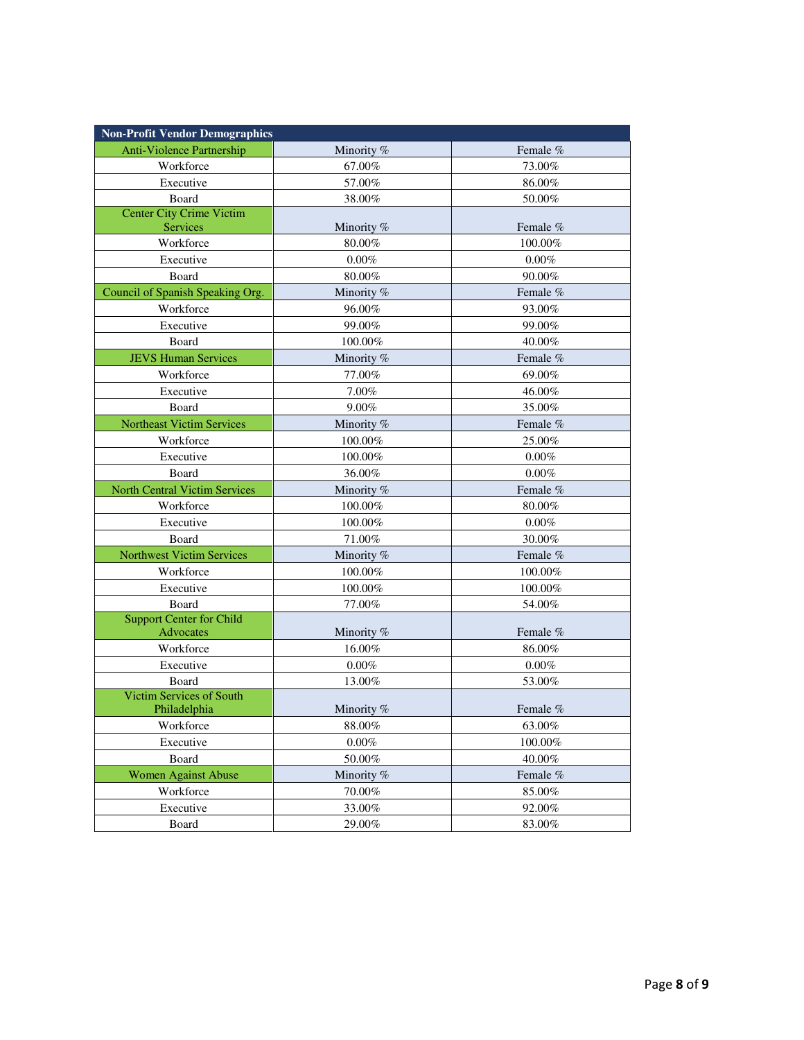| Non-Profit Vendor Demographics | | |
|---|---|---|
| Anti-Violence Partnership | Minority % | Female % |
| Workforce | 67.00% | 73.00% |
| Executive | 57.00% | 86.00% |
| Board | 38.00% | 50.00% |
| Center City Crime Victim Services | Minority % | Female % |
| Workforce | 80.00% | 100.00% |
| Executive | 0.00% | 0.00% |
| Board | 80.00% | 90.00% |
| Council of Spanish Speaking Org. | Minority % | Female % |
| Workforce | 96.00% | 93.00% |
| Executive | 99.00% | 99.00% |
| Board | 100.00% | 40.00% |
| JEVS Human Services | Minority % | Female % |
| Workforce | 77.00% | 69.00% |
| Executive | 7.00% | 46.00% |
| Board | 9.00% | 35.00% |
| Northeast Victim Services | Minority % | Female % |
| Workforce | 100.00% | 25.00% |
| Executive | 100.00% | 0.00% |
| Board | 36.00% | 0.00% |
| North Central Victim Services | Minority % | Female % |
| Workforce | 100.00% | 80.00% |
| Executive | 100.00% | 0.00% |
| Board | 71.00% | 30.00% |
| Northwest Victim Services | Minority % | Female % |
| Workforce | 100.00% | 100.00% |
| Executive | 100.00% | 100.00% |
| Board | 77.00% | 54.00% |
| Support Center for Child Advocates | Minority % | Female % |
| Workforce | 16.00% | 86.00% |
| Executive | 0.00% | 0.00% |
| Board | 13.00% | 53.00% |
| Victim Services of South Philadelphia | Minority % | Female % |
| Workforce | 88.00% | 63.00% |
| Executive | 0.00% | 100.00% |
| Board | 50.00% | 40.00% |
| Women Against Abuse | Minority % | Female % |
| Workforce | 70.00% | 85.00% |
| Executive | 33.00% | 92.00% |
| Board | 29.00% | 83.00% |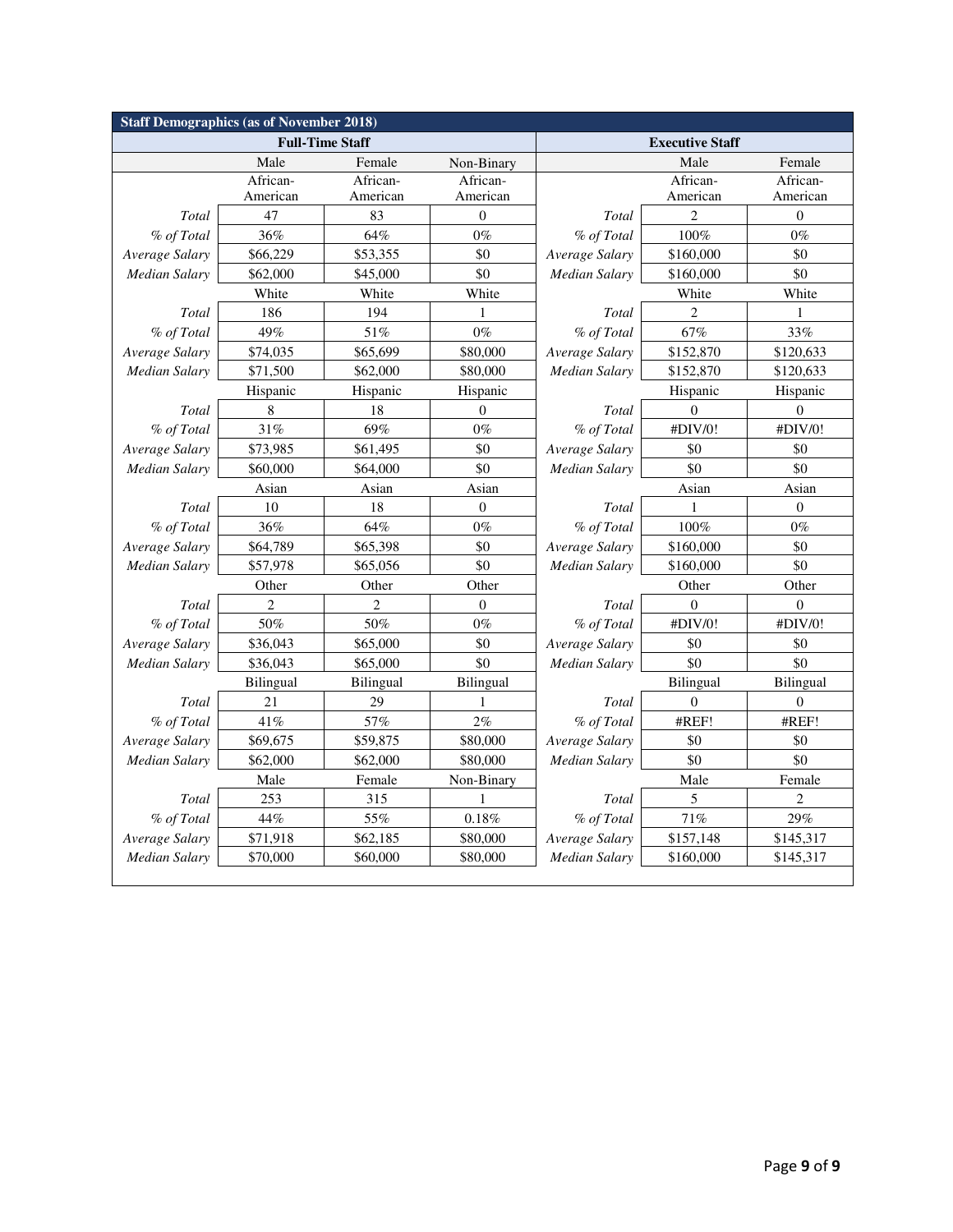| Staff Demographics (as of November 2018) | | | | | | |
|---|---|---|---|---|---|---|
| Full-Time Staff | | | | Executive Staff | | |
| | Male | Female | Non-Binary | | Male | Female |
| | African-American | African-American | African-American | | African-American | African-American |
| *Total* | 47 | 83 | 0 | *Total* | 2 | 0 |
| *% of Total* | 36% | 64% | 0% | *% of Total* | 100% | 0% |
| *Average Salary* | $66,229 | $53,355 | $0 | *Average Salary* | $160,000 | $0 |
| *Median Salary* | $62,000 | $45,000 | $0 | *Median Salary* | $160,000 | $0 |
| | White | White | White | | White | White |
| *Total* | 186 | 194 | 1 | *Total* | 2 | 1 |
| *% of Total* | 49% | 51% | 0% | *% of Total* | 67% | 33% |
| *Average Salary* | $74,035 | $65,699 | $80,000 | *Average Salary* | $152,870 | $120,633 |
| *Median Salary* | $71,500 | $62,000 | $80,000 | *Median Salary* | $152,870 | $120,633 |
| | Hispanic | Hispanic | Hispanic | | Hispanic | Hispanic |
| *Total* | 8 | 18 | 0 | *Total* | 0 | 0 |
| *% of Total* | 31% | 69% | 0% | *% of Total* | #DIV/0! | #DIV/0! |
| *Average Salary* | $73,985 | $61,495 | $0 | *Average Salary* | $0 | $0 |
| *Median Salary* | $60,000 | $64,000 | $0 | *Median Salary* | $0 | $0 |
| | Asian | Asian | Asian | | Asian | Asian |
| *Total* | 10 | 18 | 0 | *Total* | 1 | 0 |
| *% of Total* | 36% | 64% | 0% | *% of Total* | 100% | 0% |
| *Average Salary* | $64,789 | $65,398 | $0 | *Average Salary* | $160,000 | $0 |
| *Median Salary* | $57,978 | $65,056 | $0 | *Median Salary* | $160,000 | $0 |
| | Other | Other | Other | | Other | Other |
| *Total* | 2 | 2 | 0 | *Total* | 0 | 0 |
| *% of Total* | 50% | 50% | 0% | *% of Total* | #DIV/0! | #DIV/0! |
| *Average Salary* | $36,043 | $65,000 | $0 | *Average Salary* | $0 | $0 |
| *Median Salary* | $36,043 | $65,000 | $0 | *Median Salary* | $0 | $0 |
| | Bilingual | Bilingual | Bilingual | | Bilingual | Bilingual |
| *Total* | 21 | 29 | 1 | *Total* | 0 | 0 |
| *% of Total* | 41% | 57% | 2% | *% of Total* | #REF! | #REF! |
| *Average Salary* | $69,675 | $59,875 | $80,000 | *Average Salary* | $0 | $0 |
| *Median Salary* | $62,000 | $62,000 | $80,000 | *Median Salary* | $0 | $0 |
| | Male | Female | Non-Binary | | Male | Female |
| *Total* | 253 | 315 | 1 | *Total* | 5 | 2 |
| *% of Total* | 44% | 55% | 0.18% | *% of Total* | 71% | 29% |
| *Average Salary* | $71,918 | $62,185 | $80,000 | *Average Salary* | $157,148 | $145,317 |
| *Median Salary* | $70,000 | $60,000 | $80,000 | *Median Salary* | $160,000 | $145,317 |